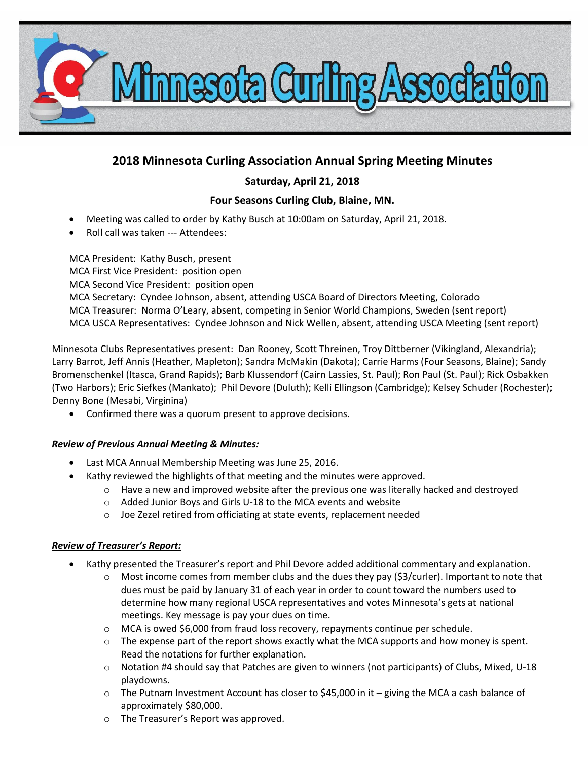# Minnesota Curling Association

## 2018 Minnesota Curling Association Annual Spring Meeting Minutes

**Saturday, April 21, 2018**

**Four Seasons Curling Club, Blaine, MN.**

- Meeting was called to order by Kathy Busch at 10:00am on Saturday, April 21, 2018.
- Roll call was taken --- Attendees:

MCA President: Kathy Busch, present
MCA First Vice President: position open
MCA Second Vice President: position open
MCA Secretary: Cyndee Johnson, absent, attending USCA Board of Directors Meeting, Colorado
MCA Treasurer: Norma O'Leary, absent, competing in Senior World Champions, Sweden (sent report)
MCA USCA Representatives: Cyndee Johnson and Nick Wellen, absent, attending USCA Meeting (sent report)

Minnesota Clubs Representatives present: Dan Rooney, Scott Threinen, Troy Dittberner (Vikingland, Alexandria); Larry Barrot, Jeff Annis (Heather, Mapleton); Sandra McMakin (Dakota); Carrie Harms (Four Seasons, Blaine); Sandy Bromenschenkel (Itasca, Grand Rapids); Barb Klussendorf (Cairn Lassies, St. Paul); Ron Paul (St. Paul); Rick Osbakken (Two Harbors); Eric Siefkes (Mankato); Phil Devore (Duluth); Kelli Ellingson (Cambridge); Kelsey Schuder (Rochester); Denny Bone (Mesabi, Virginina)

- Confirmed there was a quorum present to approve decisions.

***Review of Previous Annual Meeting & Minutes:***

- Last MCA Annual Membership Meeting was June 25, 2016.
- Kathy reviewed the highlights of that meeting and the minutes were approved.
  - Have a new and improved website after the previous one was literally hacked and destroyed
  - Added Junior Boys and Girls U-18 to the MCA events and website
  - Joe Zezel retired from officiating at state events, replacement needed

***Review of Treasurer's Report:***

- Kathy presented the Treasurer's report and Phil Devore added additional commentary and explanation.
  - Most income comes from member clubs and the dues they pay ($3/curler). Important to note that dues must be paid by January 31 of each year in order to count toward the numbers used to determine how many regional USCA representatives and votes Minnesota's gets at national meetings. Key message is pay your dues on time.
  - MCA is owed $6,000 from fraud loss recovery, repayments continue per schedule.
  - The expense part of the report shows exactly what the MCA supports and how money is spent. Read the notations for further explanation.
  - Notation #4 should say that Patches are given to winners (not participants) of Clubs, Mixed, U-18 playdowns.
  - The Putnam Investment Account has closer to $45,000 in it – giving the MCA a cash balance of approximately $80,000.
  - The Treasurer's Report was approved.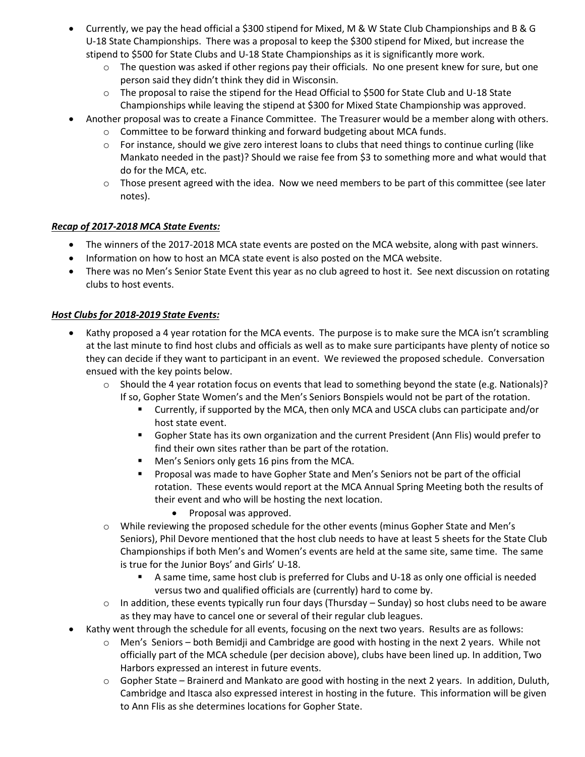- Currently, we pay the head official a $300 stipend for Mixed, M & W State Club Championships and B & G U-18 State Championships. There was a proposal to keep the $300 stipend for Mixed, but increase the stipend to $500 for State Clubs and U-18 State Championships as it is significantly more work.
  - The question was asked if other regions pay their officials. No one present knew for sure, but one person said they didn't think they did in Wisconsin.
  - The proposal to raise the stipend for the Head Official to $500 for State Club and U-18 State Championships while leaving the stipend at $300 for Mixed State Championship was approved.
- Another proposal was to create a Finance Committee. The Treasurer would be a member along with others.
  - Committee to be forward thinking and forward budgeting about MCA funds.
  - For instance, should we give zero interest loans to clubs that need things to continue curling (like Mankato needed in the past)? Should we raise fee from $3 to something more and what would that do for the MCA, etc.
  - Those present agreed with the idea. Now we need members to be part of this committee (see later notes).

***Recap of 2017-2018 MCA State Events:***

- The winners of the 2017-2018 MCA state events are posted on the MCA website, along with past winners.
- Information on how to host an MCA state event is also posted on the MCA website.
- There was no Men's Senior State Event this year as no club agreed to host it. See next discussion on rotating clubs to host events.

***Host Clubs for 2018-2019 State Events:***

- Kathy proposed a 4 year rotation for the MCA events. The purpose is to make sure the MCA isn't scrambling at the last minute to find host clubs and officials as well as to make sure participants have plenty of notice so they can decide if they want to participant in an event. We reviewed the proposed schedule. Conversation ensued with the key points below.
  - Should the 4 year rotation focus on events that lead to something beyond the state (e.g. Nationals)? If so, Gopher State Women's and the Men's Seniors Bonspiels would not be part of the rotation.
    - Currently, if supported by the MCA, then only MCA and USCA clubs can participate and/or host state event.
    - Gopher State has its own organization and the current President (Ann Flis) would prefer to find their own sites rather than be part of the rotation.
    - Men's Seniors only gets 16 pins from the MCA.
    - Proposal was made to have Gopher State and Men's Seniors not be part of the official rotation. These events would report at the MCA Annual Spring Meeting both the results of their event and who will be hosting the next location.
      - Proposal was approved.
  - While reviewing the proposed schedule for the other events (minus Gopher State and Men's Seniors), Phil Devore mentioned that the host club needs to have at least 5 sheets for the State Club Championships if both Men's and Women's events are held at the same site, same time. The same is true for the Junior Boys' and Girls' U-18.
    - A same time, same host club is preferred for Clubs and U-18 as only one official is needed versus two and qualified officials are (currently) hard to come by.
  - In addition, these events typically run four days (Thursday – Sunday) so host clubs need to be aware as they may have to cancel one or several of their regular club leagues.
- Kathy went through the schedule for all events, focusing on the next two years. Results are as follows:
  - Men's Seniors – both Bemidji and Cambridge are good with hosting in the next 2 years. While not officially part of the MCA schedule (per decision above), clubs have been lined up. In addition, Two Harbors expressed an interest in future events.
  - Gopher State – Brainerd and Mankato are good with hosting in the next 2 years. In addition, Duluth, Cambridge and Itasca also expressed interest in hosting in the future. This information will be given to Ann Flis as she determines locations for Gopher State.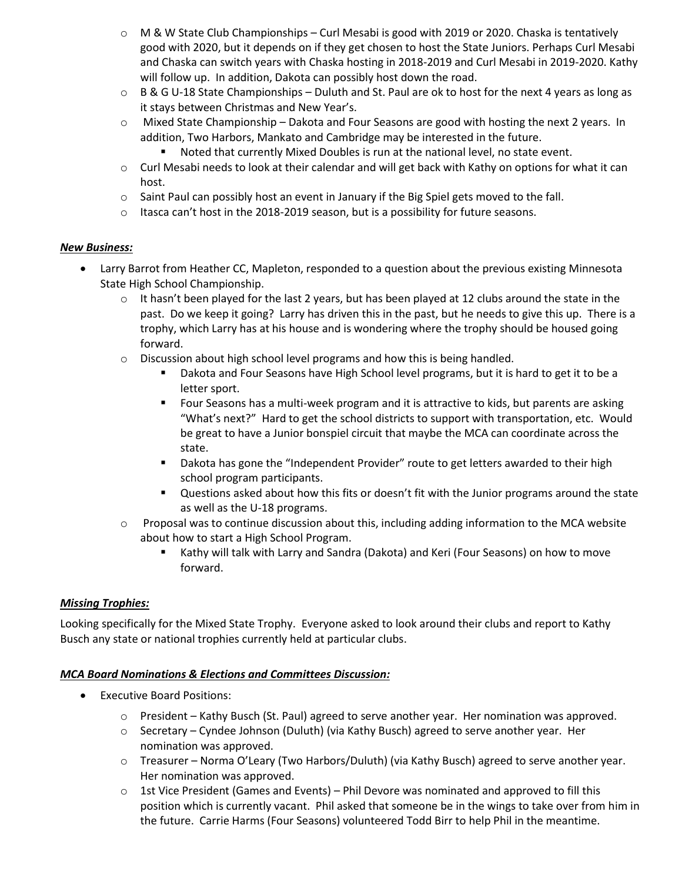- M & W State Club Championships – Curl Mesabi is good with 2019 or 2020. Chaska is tentatively good with 2020, but it depends on if they get chosen to host the State Juniors. Perhaps Curl Mesabi and Chaska can switch years with Chaska hosting in 2018-2019 and Curl Mesabi in 2019-2020. Kathy will follow up. In addition, Dakota can possibly host down the road.
- B & G U-18 State Championships – Duluth and St. Paul are ok to host for the next 4 years as long as it stays between Christmas and New Year's.
- Mixed State Championship – Dakota and Four Seasons are good with hosting the next 2 years. In addition, Two Harbors, Mankato and Cambridge may be interested in the future.
  - Noted that currently Mixed Doubles is run at the national level, no state event.
- Curl Mesabi needs to look at their calendar and will get back with Kathy on options for what it can host.
- Saint Paul can possibly host an event in January if the Big Spiel gets moved to the fall.
- Itasca can't host in the 2018-2019 season, but is a possibility for future seasons.

***New Business:***

- Larry Barrot from Heather CC, Mapleton, responded to a question about the previous existing Minnesota State High School Championship.
  - It hasn't been played for the last 2 years, but has been played at 12 clubs around the state in the past. Do we keep it going? Larry has driven this in the past, but he needs to give this up. There is a trophy, which Larry has at his house and is wondering where the trophy should be housed going forward.
  - Discussion about high school level programs and how this is being handled.
    - Dakota and Four Seasons have High School level programs, but it is hard to get it to be a letter sport.
    - Four Seasons has a multi-week program and it is attractive to kids, but parents are asking "What's next?" Hard to get the school districts to support with transportation, etc. Would be great to have a Junior bonspiel circuit that maybe the MCA can coordinate across the state.
    - Dakota has gone the "Independent Provider" route to get letters awarded to their high school program participants.
    - Questions asked about how this fits or doesn't fit with the Junior programs around the state as well as the U-18 programs.
  - Proposal was to continue discussion about this, including adding information to the MCA website about how to start a High School Program.
    - Kathy will talk with Larry and Sandra (Dakota) and Keri (Four Seasons) on how to move forward.

***Missing Trophies:***

Looking specifically for the Mixed State Trophy. Everyone asked to look around their clubs and report to Kathy Busch any state or national trophies currently held at particular clubs.

***MCA Board Nominations & Elections and Committees Discussion:***

- Executive Board Positions:
  - President – Kathy Busch (St. Paul) agreed to serve another year. Her nomination was approved.
  - Secretary – Cyndee Johnson (Duluth) (via Kathy Busch) agreed to serve another year. Her nomination was approved.
  - Treasurer – Norma O'Leary (Two Harbors/Duluth) (via Kathy Busch) agreed to serve another year. Her nomination was approved.
  - 1st Vice President (Games and Events) – Phil Devore was nominated and approved to fill this position which is currently vacant. Phil asked that someone be in the wings to take over from him in the future. Carrie Harms (Four Seasons) volunteered Todd Birr to help Phil in the meantime.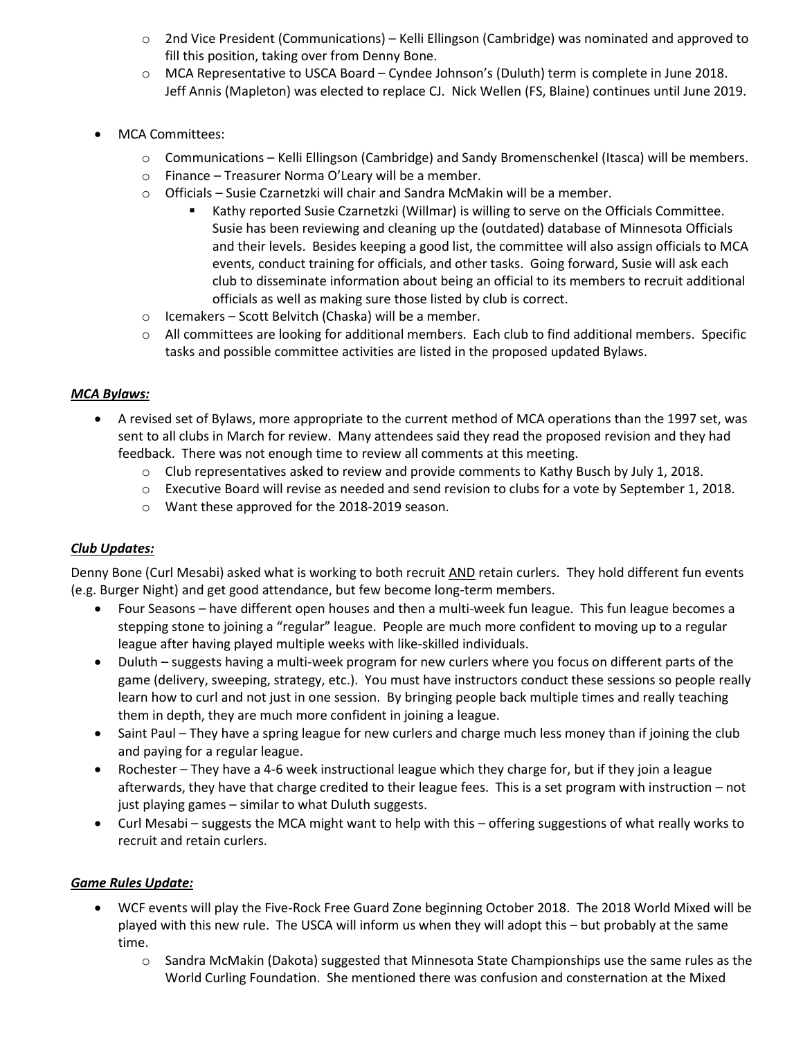- 2nd Vice President (Communications) – Kelli Ellingson (Cambridge) was nominated and approved to fill this position, taking over from Denny Bone.
  - MCA Representative to USCA Board – Cyndee Johnson's (Duluth) term is complete in June 2018. Jeff Annis (Mapleton) was elected to replace CJ. Nick Wellen (FS, Blaine) continues until June 2019.

- MCA Committees:
  - Communications – Kelli Ellingson (Cambridge) and Sandy Bromenschenkel (Itasca) will be members.
  - Finance – Treasurer Norma O'Leary will be a member.
  - Officials – Susie Czarnetzki will chair and Sandra McMakin will be a member.
    - Kathy reported Susie Czarnetzki (Willmar) is willing to serve on the Officials Committee. Susie has been reviewing and cleaning up the (outdated) database of Minnesota Officials and their levels. Besides keeping a good list, the committee will also assign officials to MCA events, conduct training for officials, and other tasks. Going forward, Susie will ask each club to disseminate information about being an official to its members to recruit additional officials as well as making sure those listed by club is correct.
  - Icemakers – Scott Belvitch (Chaska) will be a member.
  - All committees are looking for additional members. Each club to find additional members. Specific tasks and possible committee activities are listed in the proposed updated Bylaws.

***MCA Bylaws:***

- A revised set of Bylaws, more appropriate to the current method of MCA operations than the 1997 set, was sent to all clubs in March for review. Many attendees said they read the proposed revision and they had feedback. There was not enough time to review all comments at this meeting.
  - Club representatives asked to review and provide comments to Kathy Busch by July 1, 2018.
  - Executive Board will revise as needed and send revision to clubs for a vote by September 1, 2018.
  - Want these approved for the 2018-2019 season.

***Club Updates:***

Denny Bone (Curl Mesabi) asked what is working to both recruit AND retain curlers. They hold different fun events (e.g. Burger Night) and get good attendance, but few become long-term members.

- Four Seasons – have different open houses and then a multi-week fun league. This fun league becomes a stepping stone to joining a "regular" league. People are much more confident to moving up to a regular league after having played multiple weeks with like-skilled individuals.
- Duluth – suggests having a multi-week program for new curlers where you focus on different parts of the game (delivery, sweeping, strategy, etc.). You must have instructors conduct these sessions so people really learn how to curl and not just in one session. By bringing people back multiple times and really teaching them in depth, they are much more confident in joining a league.
- Saint Paul – They have a spring league for new curlers and charge much less money than if joining the club and paying for a regular league.
- Rochester – They have a 4-6 week instructional league which they charge for, but if they join a league afterwards, they have that charge credited to their league fees. This is a set program with instruction – not just playing games – similar to what Duluth suggests.
- Curl Mesabi – suggests the MCA might want to help with this – offering suggestions of what really works to recruit and retain curlers.

***Game Rules Update:***

- WCF events will play the Five-Rock Free Guard Zone beginning October 2018. The 2018 World Mixed will be played with this new rule. The USCA will inform us when they will adopt this – but probably at the same time.
  - Sandra McMakin (Dakota) suggested that Minnesota State Championships use the same rules as the World Curling Foundation. She mentioned there was confusion and consternation at the Mixed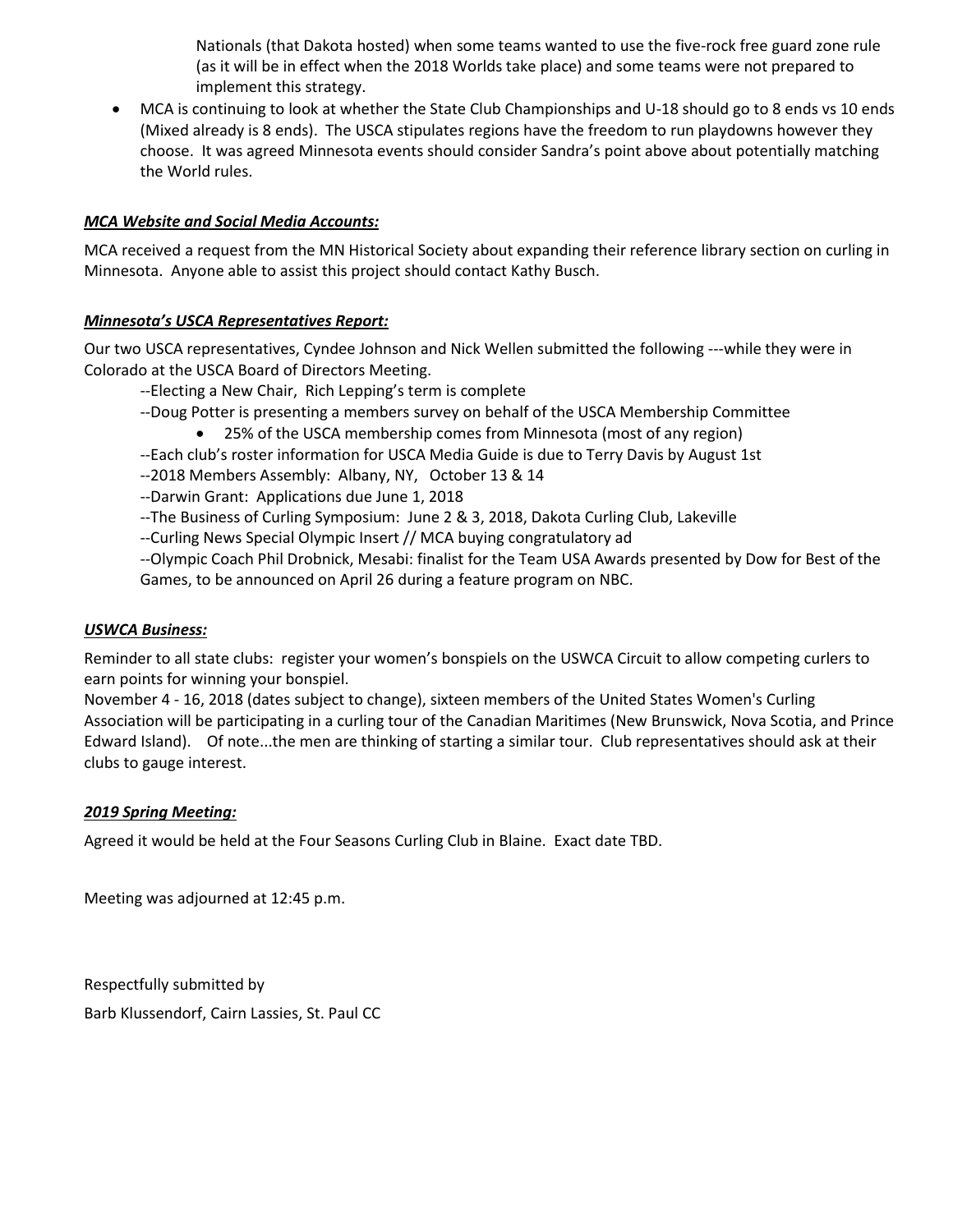Nationals (that Dakota hosted) when some teams wanted to use the five-rock free guard zone rule (as it will be in effect when the 2018 Worlds take place) and some teams were not prepared to implement this strategy.

- MCA is continuing to look at whether the State Club Championships and U-18 should go to 8 ends vs 10 ends (Mixed already is 8 ends). The USCA stipulates regions have the freedom to run playdowns however they choose. It was agreed Minnesota events should consider Sandra's point above about potentially matching the World rules.

***MCA Website and Social Media Accounts:***

MCA received a request from the MN Historical Society about expanding their reference library section on curling in Minnesota. Anyone able to assist this project should contact Kathy Busch.

***Minnesota's USCA Representatives Report:***

Our two USCA representatives, Cyndee Johnson and Nick Wellen submitted the following ---while they were in Colorado at the USCA Board of Directors Meeting.

--Electing a New Chair, Rich Lepping's term is complete

--Doug Potter is presenting a members survey on behalf of the USCA Membership Committee

- 25% of the USCA membership comes from Minnesota (most of any region)

--Each club's roster information for USCA Media Guide is due to Terry Davis by August 1st

--2018 Members Assembly: Albany, NY, October 13 & 14

--Darwin Grant: Applications due June 1, 2018

--The Business of Curling Symposium: June 2 & 3, 2018, Dakota Curling Club, Lakeville

--Curling News Special Olympic Insert // MCA buying congratulatory ad

--Olympic Coach Phil Drobnick, Mesabi: finalist for the Team USA Awards presented by Dow for Best of the Games, to be announced on April 26 during a feature program on NBC.

***USWCA Business:***

Reminder to all state clubs: register your women's bonspiels on the USWCA Circuit to allow competing curlers to earn points for winning your bonspiel.

November 4 - 16, 2018 (dates subject to change), sixteen members of the United States Women's Curling Association will be participating in a curling tour of the Canadian Maritimes (New Brunswick, Nova Scotia, and Prince Edward Island). Of note...the men are thinking of starting a similar tour. Club representatives should ask at their clubs to gauge interest.

***2019 Spring Meeting:***

Agreed it would be held at the Four Seasons Curling Club in Blaine. Exact date TBD.

Meeting was adjourned at 12:45 p.m.

Respectfully submitted by

Barb Klussendorf, Cairn Lassies, St. Paul CC